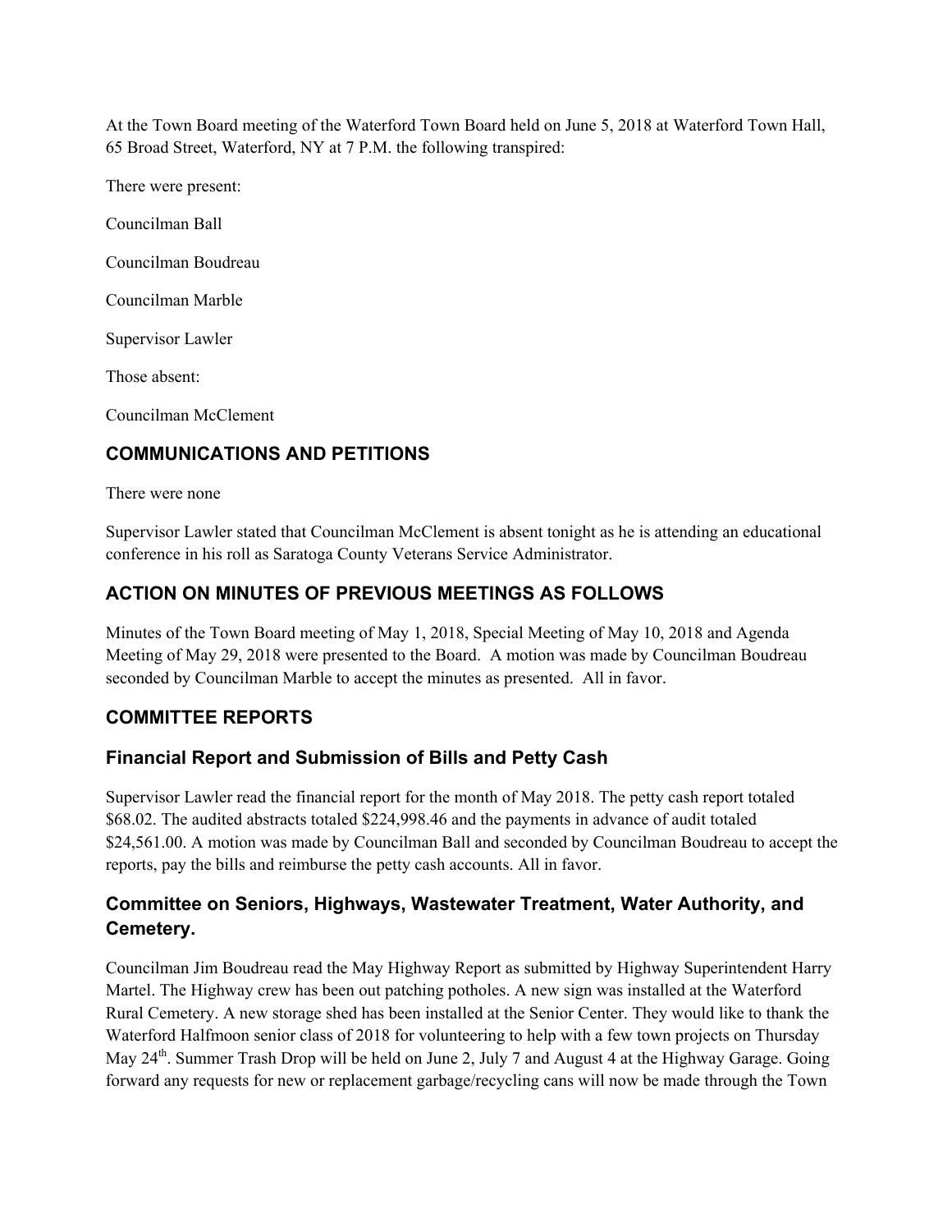At the Town Board meeting of the Waterford Town Board held on June 5, 2018 at Waterford Town Hall, 65 Broad Street, Waterford, NY at 7 P.M. the following transpired:

There were present:

Councilman Ball

Councilman Boudreau

Councilman Marble

Supervisor Lawler

Those absent:

Councilman McClement

## COMMUNICATIONS AND PETITIONS

There were none

Supervisor Lawler stated that Councilman McClement is absent tonight as he is attending an educational conference in his roll as Saratoga County Veterans Service Administrator.

## ACTION ON MINUTES OF PREVIOUS MEETINGS AS FOLLOWS

Minutes of the Town Board meeting of May 1, 2018, Special Meeting of May 10, 2018 and Agenda Meeting of May 29, 2018 were presented to the Board. A motion was made by Councilman Boudreau seconded by Councilman Marble to accept the minutes as presented. All in favor.

## COMMITTEE REPORTS

### Financial Report and Submission of Bills and Petty Cash

Supervisor Lawler read the financial report for the month of May 2018. The petty cash report totaled $68.02. The audited abstracts totaled $224,998.46 and the payments in advance of audit totaled $24,561.00. A motion was made by Councilman Ball and seconded by Councilman Boudreau to accept the reports, pay the bills and reimburse the petty cash accounts. All in favor.

### Committee on Seniors, Highways, Wastewater Treatment, Water Authority, and Cemetery.

Councilman Jim Boudreau read the May Highway Report as submitted by Highway Superintendent Harry Martel. The Highway crew has been out patching potholes. A new sign was installed at the Waterford Rural Cemetery. A new storage shed has been installed at the Senior Center. They would like to thank the Waterford Halfmoon senior class of 2018 for volunteering to help with a few town projects on Thursday May 24th. Summer Trash Drop will be held on June 2, July 7 and August 4 at the Highway Garage. Going forward any requests for new or replacement garbage/recycling cans will now be made through the Town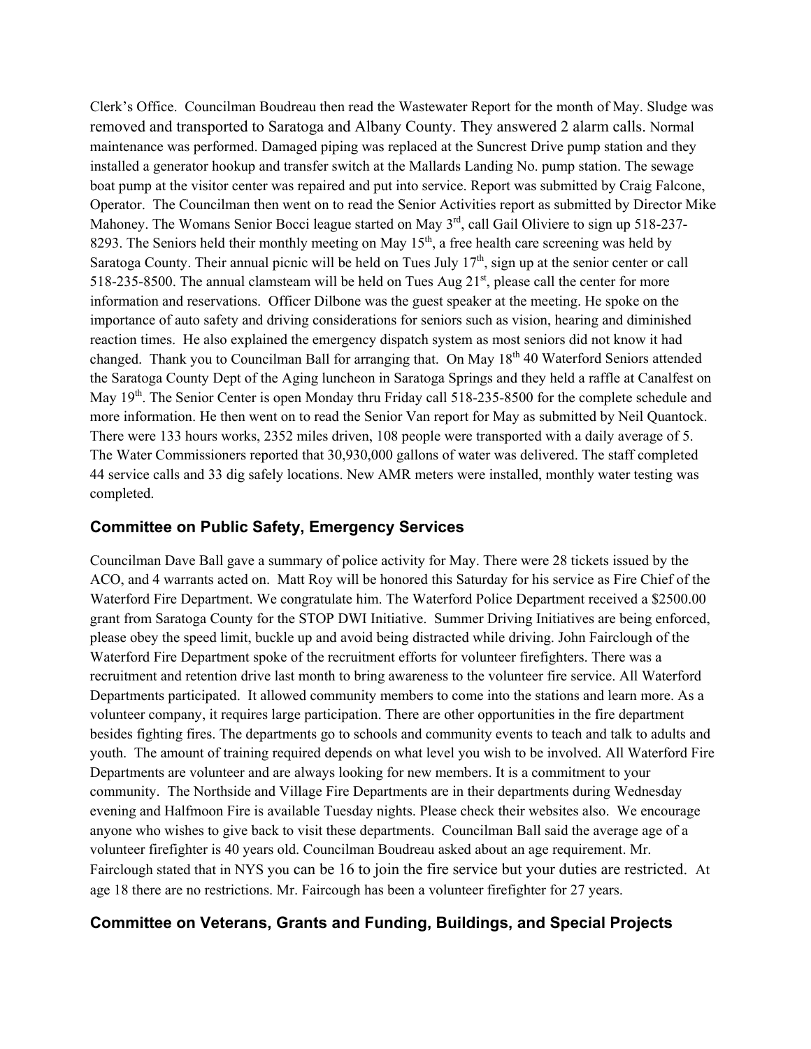Clerk's Office. Councilman Boudreau then read the Wastewater Report for the month of May. Sludge was removed and transported to Saratoga and Albany County. They answered 2 alarm calls. Normal maintenance was performed. Damaged piping was replaced at the Suncrest Drive pump station and they installed a generator hookup and transfer switch at the Mallards Landing No. pump station. The sewage boat pump at the visitor center was repaired and put into service. Report was submitted by Craig Falcone, Operator. The Councilman then went on to read the Senior Activities report as submitted by Director Mike Mahoney. The Womans Senior Bocci league started on May 3rd, call Gail Oliviere to sign up 518-237-8293. The Seniors held their monthly meeting on May 15th, a free health care screening was held by Saratoga County. Their annual picnic will be held on Tues July 17th, sign up at the senior center or call 518-235-8500. The annual clamsteam will be held on Tues Aug 21st, please call the center for more information and reservations. Officer Dilbone was the guest speaker at the meeting. He spoke on the importance of auto safety and driving considerations for seniors such as vision, hearing and diminished reaction times. He also explained the emergency dispatch system as most seniors did not know it had changed. Thank you to Councilman Ball for arranging that. On May 18th 40 Waterford Seniors attended the Saratoga County Dept of the Aging luncheon in Saratoga Springs and they held a raffle at Canalfest on May 19th. The Senior Center is open Monday thru Friday call 518-235-8500 for the complete schedule and more information. He then went on to read the Senior Van report for May as submitted by Neil Quantock. There were 133 hours works, 2352 miles driven, 108 people were transported with a daily average of 5. The Water Commissioners reported that 30,930,000 gallons of water was delivered. The staff completed 44 service calls and 33 dig safely locations. New AMR meters were installed, monthly water testing was completed.

## Committee on Public Safety, Emergency Services

Councilman Dave Ball gave a summary of police activity for May. There were 28 tickets issued by the ACO, and 4 warrants acted on. Matt Roy will be honored this Saturday for his service as Fire Chief of the Waterford Fire Department. We congratulate him. The Waterford Police Department received a $2500.00 grant from Saratoga County for the STOP DWI Initiative. Summer Driving Initiatives are being enforced, please obey the speed limit, buckle up and avoid being distracted while driving. John Fairclough of the Waterford Fire Department spoke of the recruitment efforts for volunteer firefighters. There was a recruitment and retention drive last month to bring awareness to the volunteer fire service. All Waterford Departments participated. It allowed community members to come into the stations and learn more. As a volunteer company, it requires large participation. There are other opportunities in the fire department besides fighting fires. The departments go to schools and community events to teach and talk to adults and youth. The amount of training required depends on what level you wish to be involved. All Waterford Fire Departments are volunteer and are always looking for new members. It is a commitment to your community. The Northside and Village Fire Departments are in their departments during Wednesday evening and Halfmoon Fire is available Tuesday nights. Please check their websites also. We encourage anyone who wishes to give back to visit these departments. Councilman Ball said the average age of a volunteer firefighter is 40 years old. Councilman Boudreau asked about an age requirement. Mr. Fairclough stated that in NYS you can be 16 to join the fire service but your duties are restricted. At age 18 there are no restrictions. Mr. Faircough has been a volunteer firefighter for 27 years.

## Committee on Veterans, Grants and Funding, Buildings, and Special Projects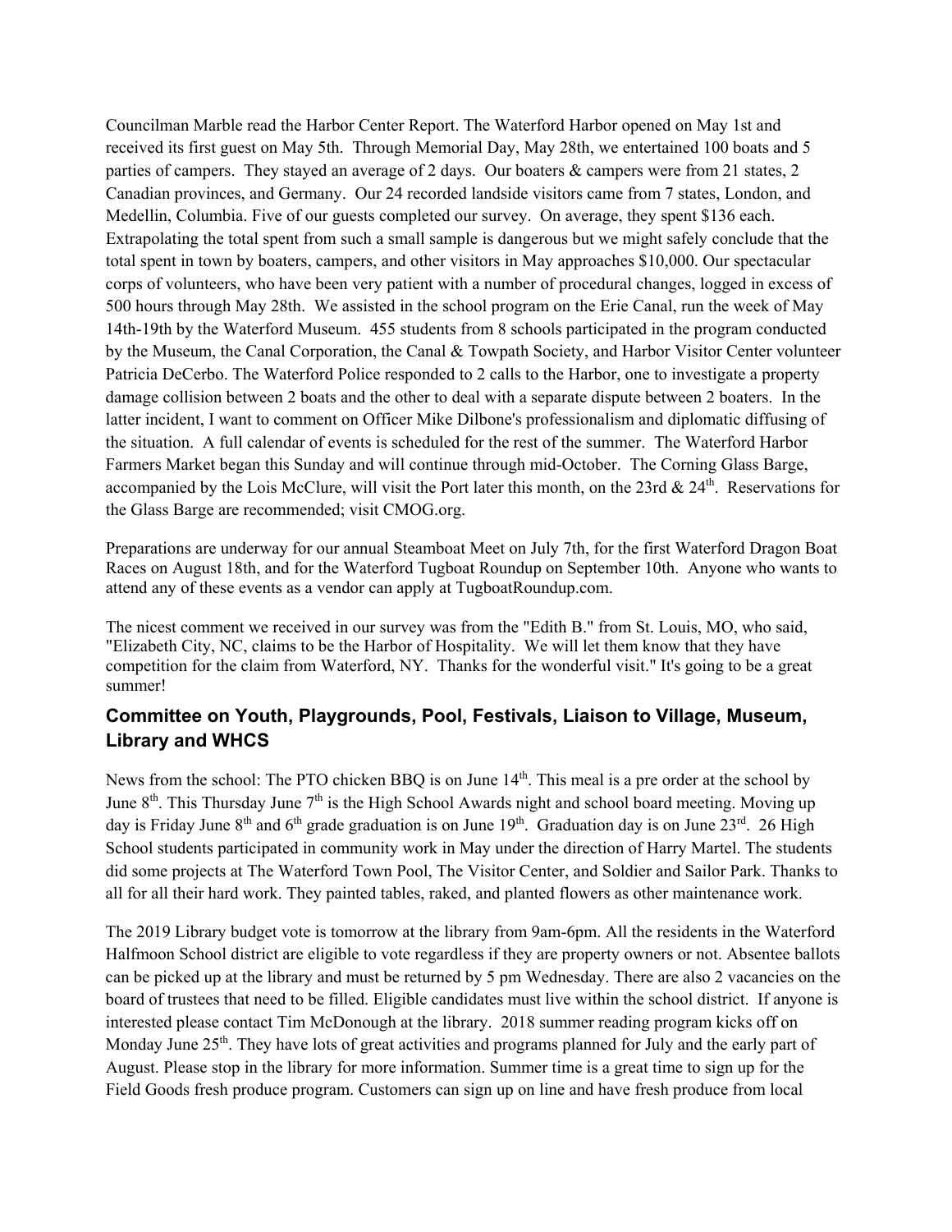Councilman Marble read the Harbor Center Report. The Waterford Harbor opened on May 1st and received its first guest on May 5th. Through Memorial Day, May 28th, we entertained 100 boats and 5 parties of campers. They stayed an average of 2 days. Our boaters & campers were from 21 states, 2 Canadian provinces, and Germany. Our 24 recorded landside visitors came from 7 states, London, and Medellin, Columbia. Five of our guests completed our survey. On average, they spent $136 each. Extrapolating the total spent from such a small sample is dangerous but we might safely conclude that the total spent in town by boaters, campers, and other visitors in May approaches $10,000. Our spectacular corps of volunteers, who have been very patient with a number of procedural changes, logged in excess of 500 hours through May 28th. We assisted in the school program on the Erie Canal, run the week of May 14th-19th by the Waterford Museum. 455 students from 8 schools participated in the program conducted by the Museum, the Canal Corporation, the Canal & Towpath Society, and Harbor Visitor Center volunteer Patricia DeCerbo. The Waterford Police responded to 2 calls to the Harbor, one to investigate a property damage collision between 2 boats and the other to deal with a separate dispute between 2 boaters. In the latter incident, I want to comment on Officer Mike Dilbone's professionalism and diplomatic diffusing of the situation. A full calendar of events is scheduled for the rest of the summer. The Waterford Harbor Farmers Market began this Sunday and will continue through mid-October. The Corning Glass Barge, accompanied by the Lois McClure, will visit the Port later this month, on the 23rd & 24th. Reservations for the Glass Barge are recommended; visit CMOG.org.

Preparations are underway for our annual Steamboat Meet on July 7th, for the first Waterford Dragon Boat Races on August 18th, and for the Waterford Tugboat Roundup on September 10th. Anyone who wants to attend any of these events as a vendor can apply at TugboatRoundup.com.

The nicest comment we received in our survey was from the "Edith B." from St. Louis, MO, who said, "Elizabeth City, NC, claims to be the Harbor of Hospitality. We will let them know that they have competition for the claim from Waterford, NY. Thanks for the wonderful visit." It's going to be a great summer!

## Committee on Youth, Playgrounds, Pool, Festivals, Liaison to Village, Museum, Library and WHCS

News from the school: The PTO chicken BBQ is on June 14th. This meal is a pre order at the school by June 8th. This Thursday June 7th is the High School Awards night and school board meeting. Moving up day is Friday June 8th and 6th grade graduation is on June 19th. Graduation day is on June 23rd. 26 High School students participated in community work in May under the direction of Harry Martel. The students did some projects at The Waterford Town Pool, The Visitor Center, and Soldier and Sailor Park. Thanks to all for all their hard work. They painted tables, raked, and planted flowers as other maintenance work.

The 2019 Library budget vote is tomorrow at the library from 9am-6pm. All the residents in the Waterford Halfmoon School district are eligible to vote regardless if they are property owners or not. Absentee ballots can be picked up at the library and must be returned by 5 pm Wednesday. There are also 2 vacancies on the board of trustees that need to be filled. Eligible candidates must live within the school district. If anyone is interested please contact Tim McDonough at the library. 2018 summer reading program kicks off on Monday June 25th. They have lots of great activities and programs planned for July and the early part of August. Please stop in the library for more information. Summer time is a great time to sign up for the Field Goods fresh produce program. Customers can sign up on line and have fresh produce from local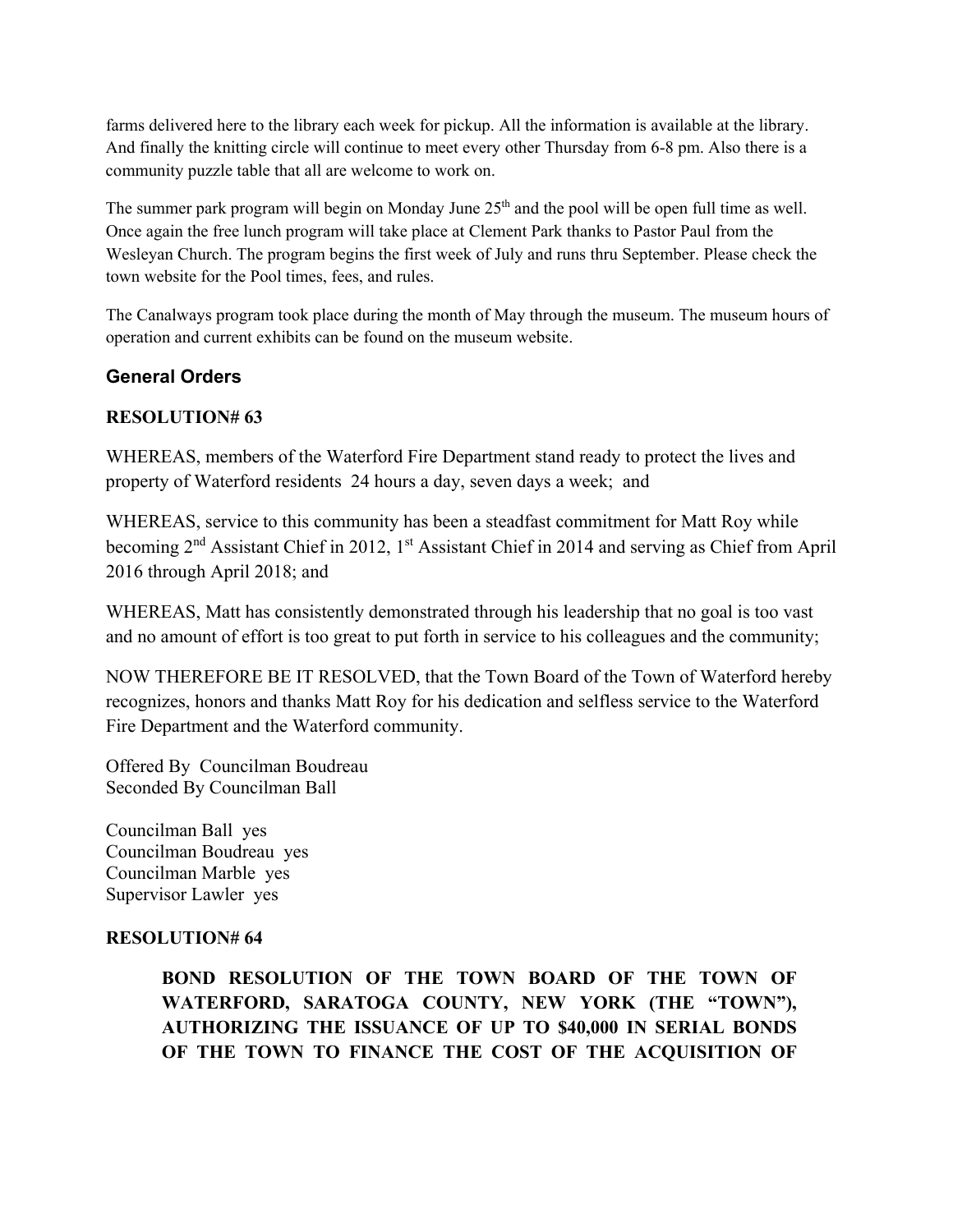farms delivered here to the library each week for pickup. All the information is available at the library. And finally the knitting circle will continue to meet every other Thursday from 6-8 pm. Also there is a community puzzle table that all are welcome to work on.

The summer park program will begin on Monday June 25th and the pool will be open full time as well. Once again the free lunch program will take place at Clement Park thanks to Pastor Paul from the Wesleyan Church. The program begins the first week of July and runs thru September. Please check the town website for the Pool times, fees, and rules.

The Canalways program took place during the month of May through the museum. The museum hours of operation and current exhibits can be found on the museum website.

### General Orders

**RESOLUTION# 63**

WHEREAS, members of the Waterford Fire Department stand ready to protect the lives and property of Waterford residents 24 hours a day, seven days a week; and

WHEREAS, service to this community has been a steadfast commitment for Matt Roy while becoming 2nd Assistant Chief in 2012, 1st Assistant Chief in 2014 and serving as Chief from April 2016 through April 2018; and

WHEREAS, Matt has consistently demonstrated through his leadership that no goal is too vast and no amount of effort is too great to put forth in service to his colleagues and the community;

NOW THEREFORE BE IT RESOLVED, that the Town Board of the Town of Waterford hereby recognizes, honors and thanks Matt Roy for his dedication and selfless service to the Waterford Fire Department and the Waterford community.

Offered By Councilman Boudreau
Seconded By Councilman Ball

Councilman Ball yes
Councilman Boudreau yes
Councilman Marble yes
Supervisor Lawler yes

**RESOLUTION# 64**

**BOND RESOLUTION OF THE TOWN BOARD OF THE TOWN OF WATERFORD, SARATOGA COUNTY, NEW YORK (THE "TOWN"), AUTHORIZING THE ISSUANCE OF UP TO $40,000 IN SERIAL BONDS OF THE TOWN TO FINANCE THE COST OF THE ACQUISITION OF**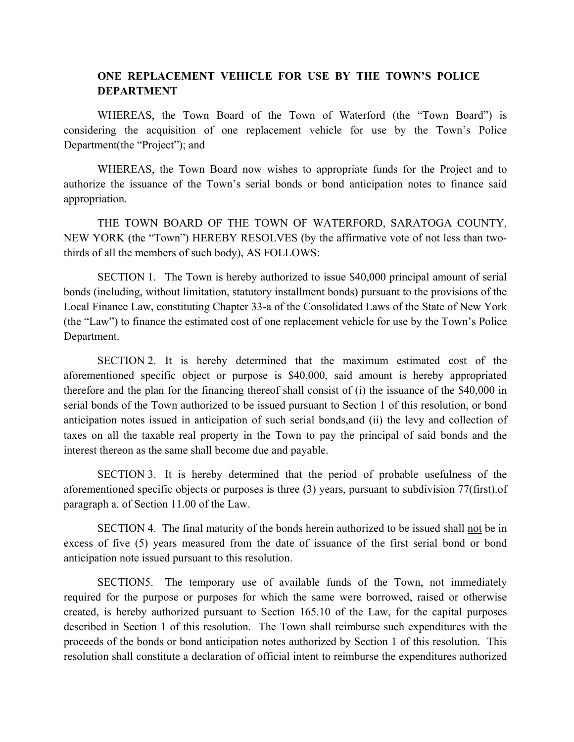**ONE REPLACEMENT VEHICLE FOR USE BY THE TOWN'S POLICE DEPARTMENT**

WHEREAS, the Town Board of the Town of Waterford (the "Town Board") is considering the acquisition of one replacement vehicle for use by the Town's Police Department(the "Project"); and

WHEREAS, the Town Board now wishes to appropriate funds for the Project and to authorize the issuance of the Town's serial bonds or bond anticipation notes to finance said appropriation.

THE TOWN BOARD OF THE TOWN OF WATERFORD, SARATOGA COUNTY, NEW YORK (the "Town") HEREBY RESOLVES (by the affirmative vote of not less than two-thirds of all the members of such body), AS FOLLOWS:

SECTION 1. The Town is hereby authorized to issue $40,000 principal amount of serial bonds (including, without limitation, statutory installment bonds) pursuant to the provisions of the Local Finance Law, constituting Chapter 33-a of the Consolidated Laws of the State of New York (the "Law") to finance the estimated cost of one replacement vehicle for use by the Town's Police Department.

SECTION 2. It is hereby determined that the maximum estimated cost of the aforementioned specific object or purpose is $40,000, said amount is hereby appropriated therefore and the plan for the financing thereof shall consist of (i) the issuance of the $40,000 in serial bonds of the Town authorized to be issued pursuant to Section 1 of this resolution, or bond anticipation notes issued in anticipation of such serial bonds,and (ii) the levy and collection of taxes on all the taxable real property in the Town to pay the principal of said bonds and the interest thereon as the same shall become due and payable.

SECTION 3. It is hereby determined that the period of probable usefulness of the aforementioned specific objects or purposes is three (3) years, pursuant to subdivision 77(first).of paragraph a. of Section 11.00 of the Law.

SECTION 4. The final maturity of the bonds herein authorized to be issued shall not be in excess of five (5) years measured from the date of issuance of the first serial bond or bond anticipation note issued pursuant to this resolution.

SECTION5. The temporary use of available funds of the Town, not immediately required for the purpose or purposes for which the same were borrowed, raised or otherwise created, is hereby authorized pursuant to Section 165.10 of the Law, for the capital purposes described in Section 1 of this resolution. The Town shall reimburse such expenditures with the proceeds of the bonds or bond anticipation notes authorized by Section 1 of this resolution. This resolution shall constitute a declaration of official intent to reimburse the expenditures authorized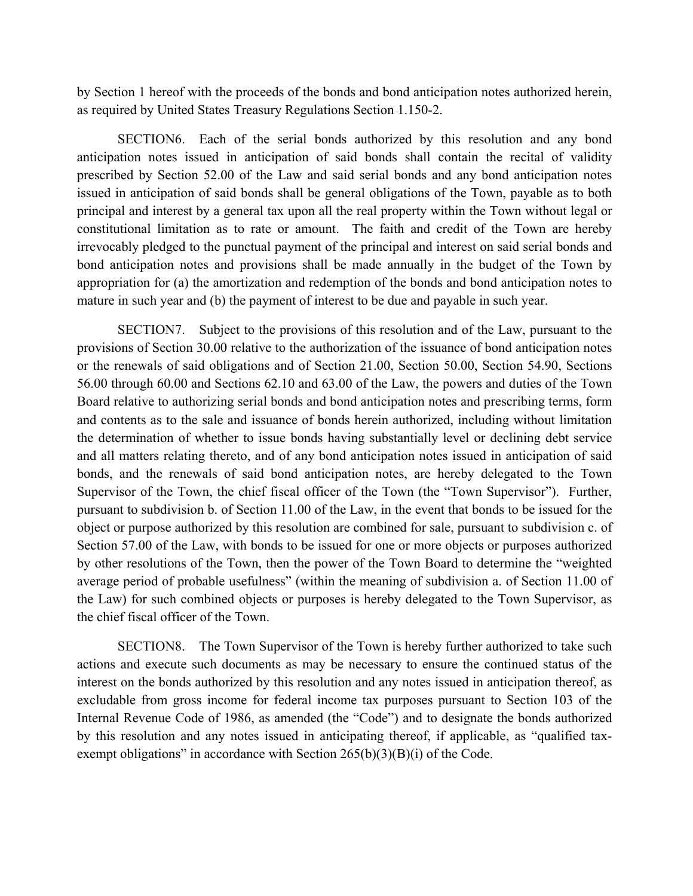by Section 1 hereof with the proceeds of the bonds and bond anticipation notes authorized herein, as required by United States Treasury Regulations Section 1.150-2.

SECTION6. Each of the serial bonds authorized by this resolution and any bond anticipation notes issued in anticipation of said bonds shall contain the recital of validity prescribed by Section 52.00 of the Law and said serial bonds and any bond anticipation notes issued in anticipation of said bonds shall be general obligations of the Town, payable as to both principal and interest by a general tax upon all the real property within the Town without legal or constitutional limitation as to rate or amount. The faith and credit of the Town are hereby irrevocably pledged to the punctual payment of the principal and interest on said serial bonds and bond anticipation notes and provisions shall be made annually in the budget of the Town by appropriation for (a) the amortization and redemption of the bonds and bond anticipation notes to mature in such year and (b) the payment of interest to be due and payable in such year.

SECTION7. Subject to the provisions of this resolution and of the Law, pursuant to the provisions of Section 30.00 relative to the authorization of the issuance of bond anticipation notes or the renewals of said obligations and of Section 21.00, Section 50.00, Section 54.90, Sections 56.00 through 60.00 and Sections 62.10 and 63.00 of the Law, the powers and duties of the Town Board relative to authorizing serial bonds and bond anticipation notes and prescribing terms, form and contents as to the sale and issuance of bonds herein authorized, including without limitation the determination of whether to issue bonds having substantially level or declining debt service and all matters relating thereto, and of any bond anticipation notes issued in anticipation of said bonds, and the renewals of said bond anticipation notes, are hereby delegated to the Town Supervisor of the Town, the chief fiscal officer of the Town (the "Town Supervisor"). Further, pursuant to subdivision b. of Section 11.00 of the Law, in the event that bonds to be issued for the object or purpose authorized by this resolution are combined for sale, pursuant to subdivision c. of Section 57.00 of the Law, with bonds to be issued for one or more objects or purposes authorized by other resolutions of the Town, then the power of the Town Board to determine the "weighted average period of probable usefulness" (within the meaning of subdivision a. of Section 11.00 of the Law) for such combined objects or purposes is hereby delegated to the Town Supervisor, as the chief fiscal officer of the Town.

SECTION8. The Town Supervisor of the Town is hereby further authorized to take such actions and execute such documents as may be necessary to ensure the continued status of the interest on the bonds authorized by this resolution and any notes issued in anticipation thereof, as excludable from gross income for federal income tax purposes pursuant to Section 103 of the Internal Revenue Code of 1986, as amended (the "Code") and to designate the bonds authorized by this resolution and any notes issued in anticipating thereof, if applicable, as "qualified tax-exempt obligations" in accordance with Section 265(b)(3)(B)(i) of the Code.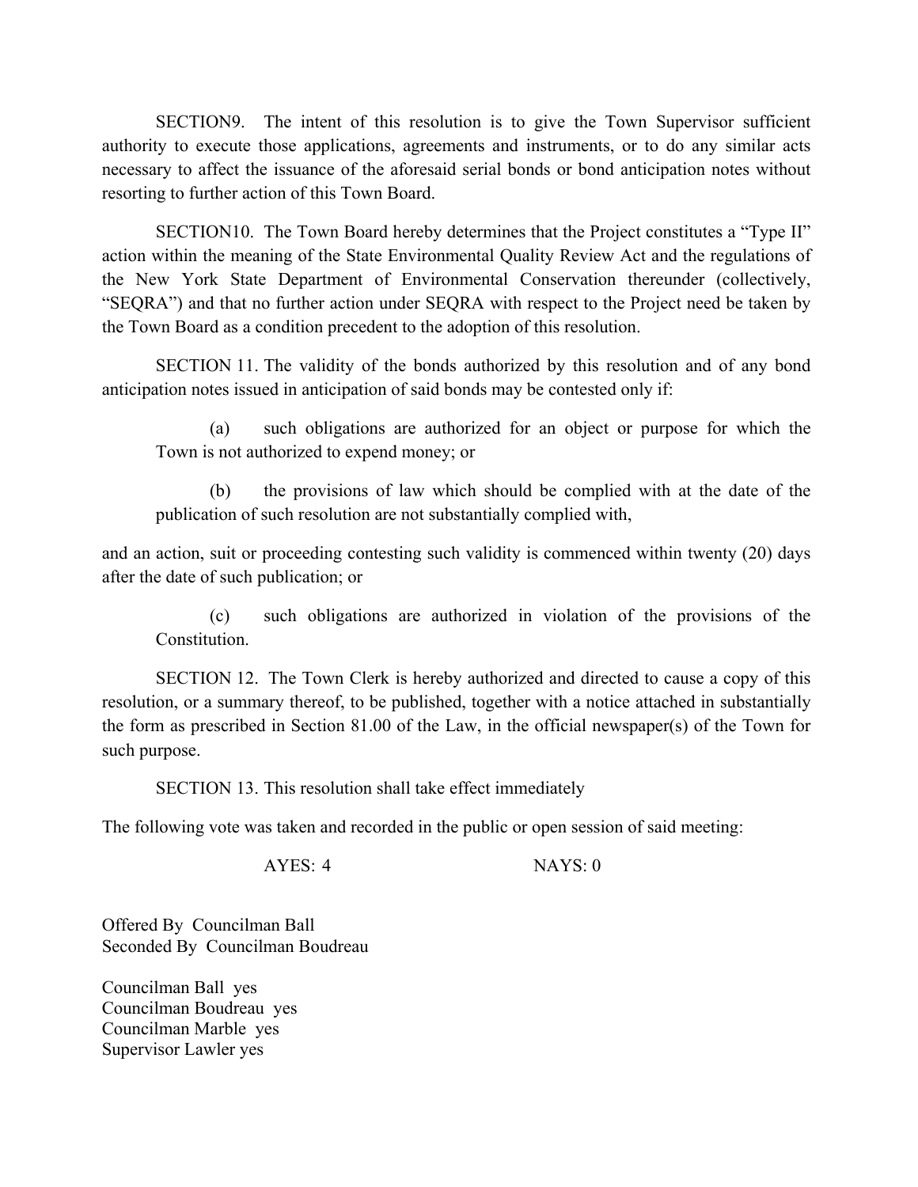SECTION9. The intent of this resolution is to give the Town Supervisor sufficient authority to execute those applications, agreements and instruments, or to do any similar acts necessary to affect the issuance of the aforesaid serial bonds or bond anticipation notes without resorting to further action of this Town Board.

SECTION10. The Town Board hereby determines that the Project constitutes a "Type II" action within the meaning of the State Environmental Quality Review Act and the regulations of the New York State Department of Environmental Conservation thereunder (collectively, "SEQRA") and that no further action under SEQRA with respect to the Project need be taken by the Town Board as a condition precedent to the adoption of this resolution.

SECTION 11. The validity of the bonds authorized by this resolution and of any bond anticipation notes issued in anticipation of said bonds may be contested only if:

(a) such obligations are authorized for an object or purpose for which the Town is not authorized to expend money; or

(b) the provisions of law which should be complied with at the date of the publication of such resolution are not substantially complied with,

and an action, suit or proceeding contesting such validity is commenced within twenty (20) days after the date of such publication; or

(c) such obligations are authorized in violation of the provisions of the Constitution.

SECTION 12. The Town Clerk is hereby authorized and directed to cause a copy of this resolution, or a summary thereof, to be published, together with a notice attached in substantially the form as prescribed in Section 81.00 of the Law, in the official newspaper(s) of the Town for such purpose.

SECTION 13. This resolution shall take effect immediately

The following vote was taken and recorded in the public or open session of said meeting:

AYES: 4 NAYS: 0

Offered By Councilman Ball
Seconded By Councilman Boudreau

Councilman Ball yes
Councilman Boudreau yes
Councilman Marble yes
Supervisor Lawler yes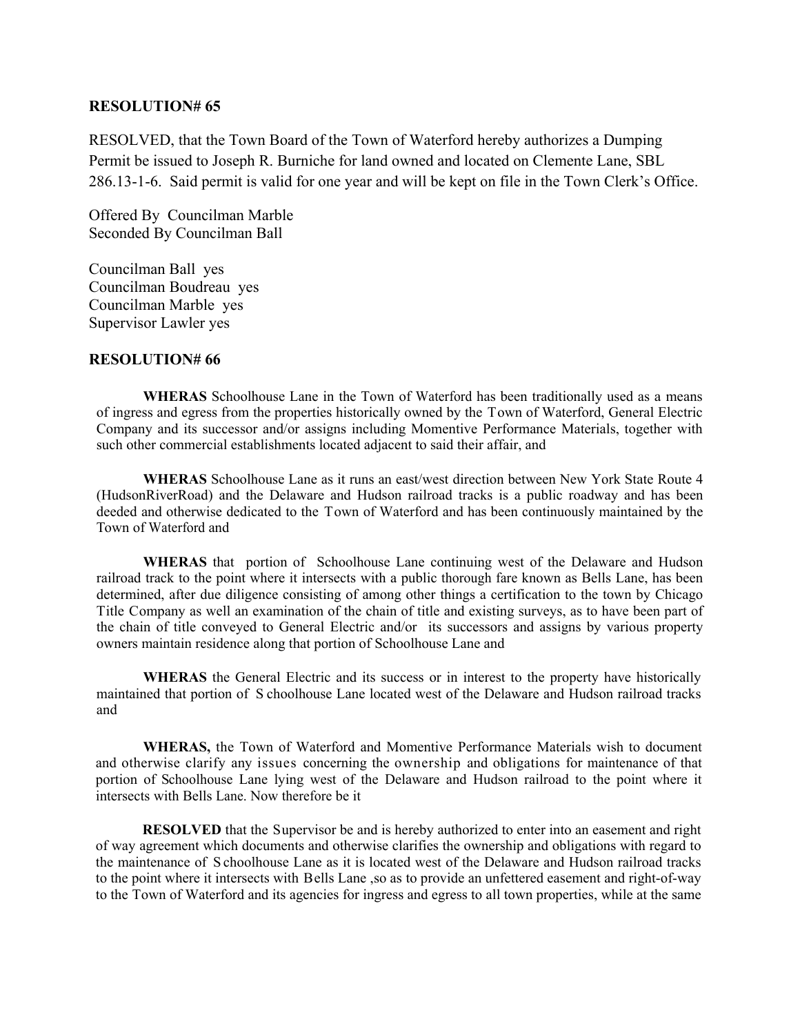**RESOLUTION# 65**

RESOLVED, that the Town Board of the Town of Waterford hereby authorizes a Dumping Permit be issued to Joseph R. Burniche for land owned and located on Clemente Lane, SBL 286.13-1-6. Said permit is valid for one year and will be kept on file in the Town Clerk's Office.

Offered By Councilman Marble
Seconded By Councilman Ball

Councilman Ball yes
Councilman Boudreau yes
Councilman Marble yes
Supervisor Lawler yes

**RESOLUTION# 66**

**WHERAS** Schoolhouse Lane in the Town of Waterford has been traditionally used as a means of ingress and egress from the properties historically owned by the Town of Waterford, General Electric Company and its successor and/or assigns including Momentive Performance Materials, together with such other commercial establishments located adjacent to said their affair, and

**WHERAS** Schoolhouse Lane as it runs an east/west direction between New York State Route 4 (HudsonRiverRoad) and the Delaware and Hudson railroad tracks is a public roadway and has been deeded and otherwise dedicated to the Town of Waterford and has been continuously maintained by the Town of Waterford and

**WHERAS** that portion of Schoolhouse Lane continuing west of the Delaware and Hudson railroad track to the point where it intersects with a public thorough fare known as Bells Lane, has been determined, after due diligence consisting of among other things a certification to the town by Chicago Title Company as well an examination of the chain of title and existing surveys, as to have been part of the chain of title conveyed to General Electric and/or its successors and assigns by various property owners maintain residence along that portion of Schoolhouse Lane and

**WHERAS** the General Electric and its success or in interest to the property have historically maintained that portion of S choolhouse Lane located west of the Delaware and Hudson railroad tracks and

**WHERAS,** the Town of Waterford and Momentive Performance Materials wish to document and otherwise clarify any issues concerning the ownership and obligations for maintenance of that portion of Schoolhouse Lane lying west of the Delaware and Hudson railroad to the point where it intersects with Bells Lane. Now therefore be it

**RESOLVED** that the Supervisor be and is hereby authorized to enter into an easement and right of way agreement which documents and otherwise clarifies the ownership and obligations with regard to the maintenance of S choolhouse Lane as it is located west of the Delaware and Hudson railroad tracks to the point where it intersects with Bells Lane ,so as to provide an unfettered easement and right-of-way to the Town of Waterford and its agencies for ingress and egress to all town properties, while at the same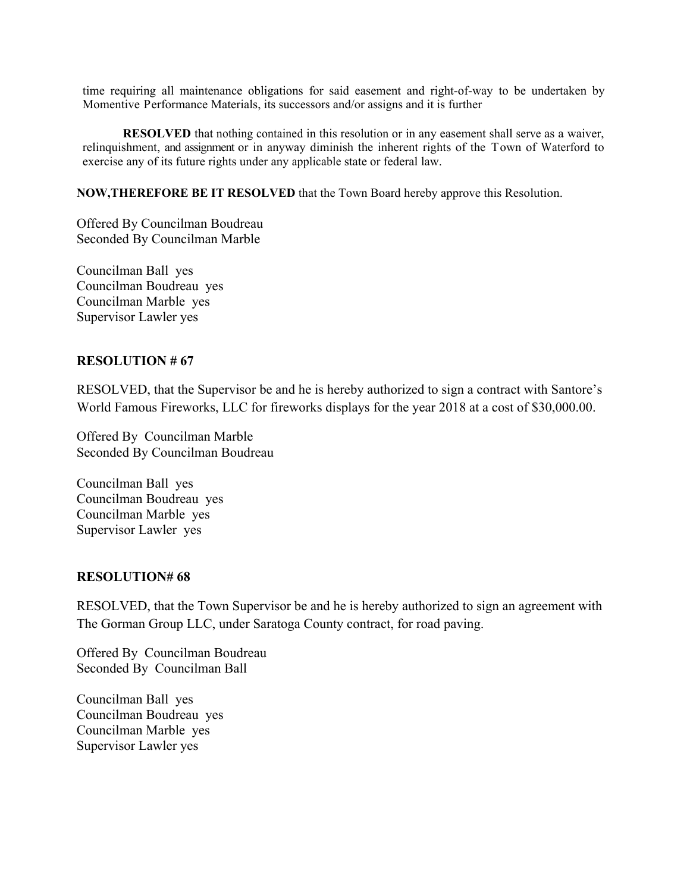time requiring all maintenance obligations for said easement and right-of-way to be undertaken by Momentive Performance Materials, its successors and/or assigns and it is further

**RESOLVED** that nothing contained in this resolution or in any easement shall serve as a waiver, relinquishment, and assignment or in anyway diminish the inherent rights of the Town of Waterford to exercise any of its future rights under any applicable state or federal law.

**NOW,THEREFORE BE IT RESOLVED** that the Town Board hereby approve this Resolution.

Offered By Councilman Boudreau
Seconded By Councilman Marble

Councilman Ball yes
Councilman Boudreau yes
Councilman Marble yes
Supervisor Lawler yes

**RESOLUTION # 67**

RESOLVED, that the Supervisor be and he is hereby authorized to sign a contract with Santore's World Famous Fireworks, LLC for fireworks displays for the year 2018 at a cost of $30,000.00.

Offered By Councilman Marble
Seconded By Councilman Boudreau

Councilman Ball yes
Councilman Boudreau yes
Councilman Marble yes
Supervisor Lawler yes

**RESOLUTION# 68**

RESOLVED, that the Town Supervisor be and he is hereby authorized to sign an agreement with The Gorman Group LLC, under Saratoga County contract, for road paving.

Offered By Councilman Boudreau
Seconded By Councilman Ball

Councilman Ball yes
Councilman Boudreau yes
Councilman Marble yes
Supervisor Lawler yes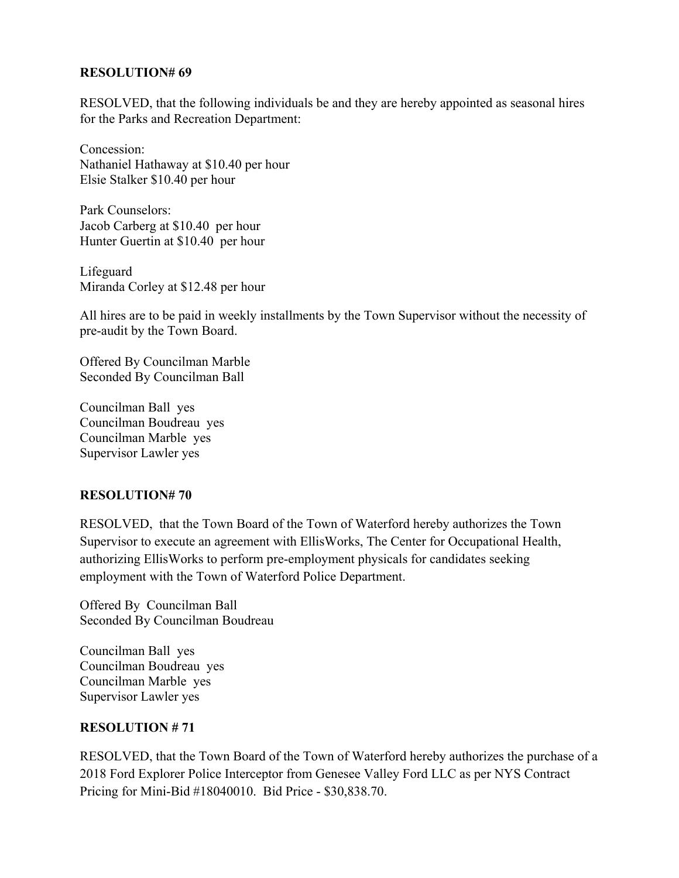**RESOLUTION# 69**

RESOLVED, that the following individuals be and they are hereby appointed as seasonal hires for the Parks and Recreation Department:

Concession:
Nathaniel Hathaway at $10.40 per hour
Elsie Stalker $10.40 per hour

Park Counselors:
Jacob Carberg at $10.40 per hour
Hunter Guertin at $10.40 per hour

Lifeguard
Miranda Corley at $12.48 per hour

All hires are to be paid in weekly installments by the Town Supervisor without the necessity of pre-audit by the Town Board.

Offered By Councilman Marble
Seconded By Councilman Ball

Councilman Ball yes
Councilman Boudreau yes
Councilman Marble yes
Supervisor Lawler yes

**RESOLUTION# 70**

RESOLVED, that the Town Board of the Town of Waterford hereby authorizes the Town Supervisor to execute an agreement with EllisWorks, The Center for Occupational Health, authorizing EllisWorks to perform pre-employment physicals for candidates seeking employment with the Town of Waterford Police Department.

Offered By Councilman Ball
Seconded By Councilman Boudreau

Councilman Ball yes
Councilman Boudreau yes
Councilman Marble yes
Supervisor Lawler yes

**RESOLUTION # 71**

RESOLVED, that the Town Board of the Town of Waterford hereby authorizes the purchase of a 2018 Ford Explorer Police Interceptor from Genesee Valley Ford LLC as per NYS Contract Pricing for Mini-Bid #18040010. Bid Price - $30,838.70.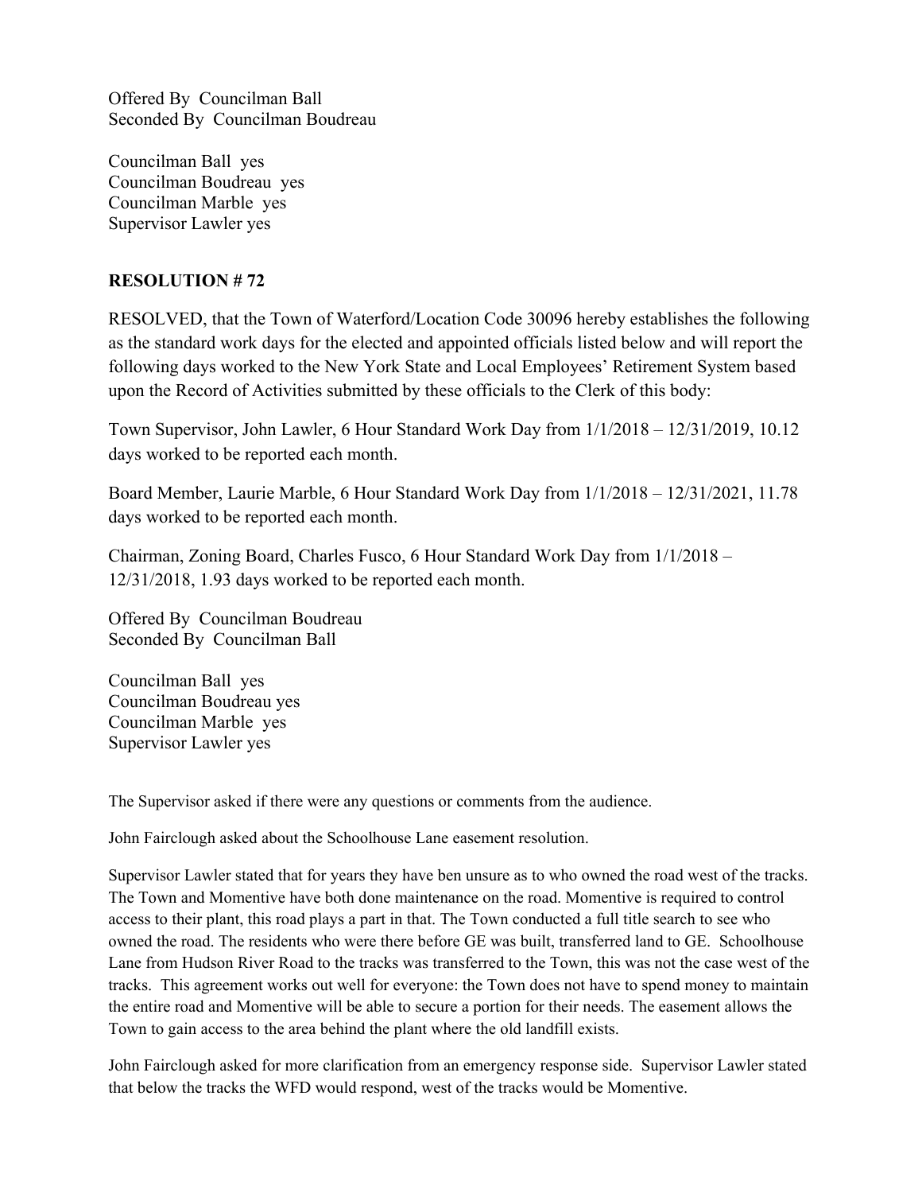Offered By Councilman Ball
Seconded By Councilman Boudreau

Councilman Ball yes
Councilman Boudreau yes
Councilman Marble yes
Supervisor Lawler yes

**RESOLUTION # 72**

RESOLVED, that the Town of Waterford/Location Code 30096 hereby establishes the following as the standard work days for the elected and appointed officials listed below and will report the following days worked to the New York State and Local Employees' Retirement System based upon the Record of Activities submitted by these officials to the Clerk of this body:

Town Supervisor, John Lawler, 6 Hour Standard Work Day from 1/1/2018 – 12/31/2019, 10.12 days worked to be reported each month.

Board Member, Laurie Marble, 6 Hour Standard Work Day from 1/1/2018 – 12/31/2021, 11.78 days worked to be reported each month.

Chairman, Zoning Board, Charles Fusco, 6 Hour Standard Work Day from 1/1/2018 – 12/31/2018, 1.93 days worked to be reported each month.

Offered By Councilman Boudreau
Seconded By Councilman Ball

Councilman Ball yes
Councilman Boudreau yes
Councilman Marble yes
Supervisor Lawler yes

The Supervisor asked if there were any questions or comments from the audience.

John Fairclough asked about the Schoolhouse Lane easement resolution.

Supervisor Lawler stated that for years they have ben unsure as to who owned the road west of the tracks. The Town and Momentive have both done maintenance on the road. Momentive is required to control access to their plant, this road plays a part in that. The Town conducted a full title search to see who owned the road. The residents who were there before GE was built, transferred land to GE. Schoolhouse Lane from Hudson River Road to the tracks was transferred to the Town, this was not the case west of the tracks. This agreement works out well for everyone: the Town does not have to spend money to maintain the entire road and Momentive will be able to secure a portion for their needs. The easement allows the Town to gain access to the area behind the plant where the old landfill exists.

John Fairclough asked for more clarification from an emergency response side. Supervisor Lawler stated that below the tracks the WFD would respond, west of the tracks would be Momentive.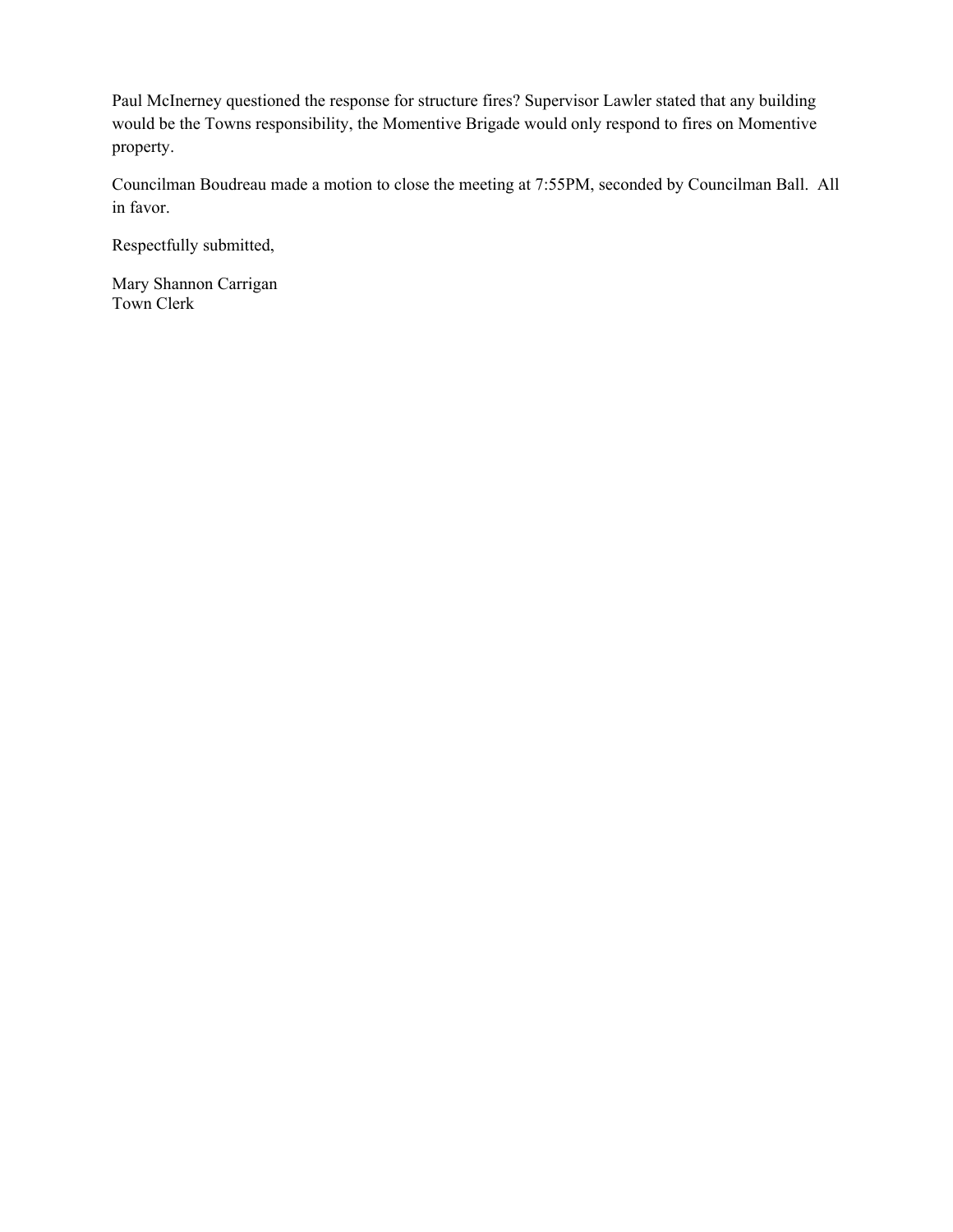Paul McInerney questioned the response for structure fires? Supervisor Lawler stated that any building would be the Towns responsibility, the Momentive Brigade would only respond to fires on Momentive property.

Councilman Boudreau made a motion to close the meeting at 7:55PM, seconded by Councilman Ball. All in favor.

Respectfully submitted,

Mary Shannon Carrigan  
Town Clerk